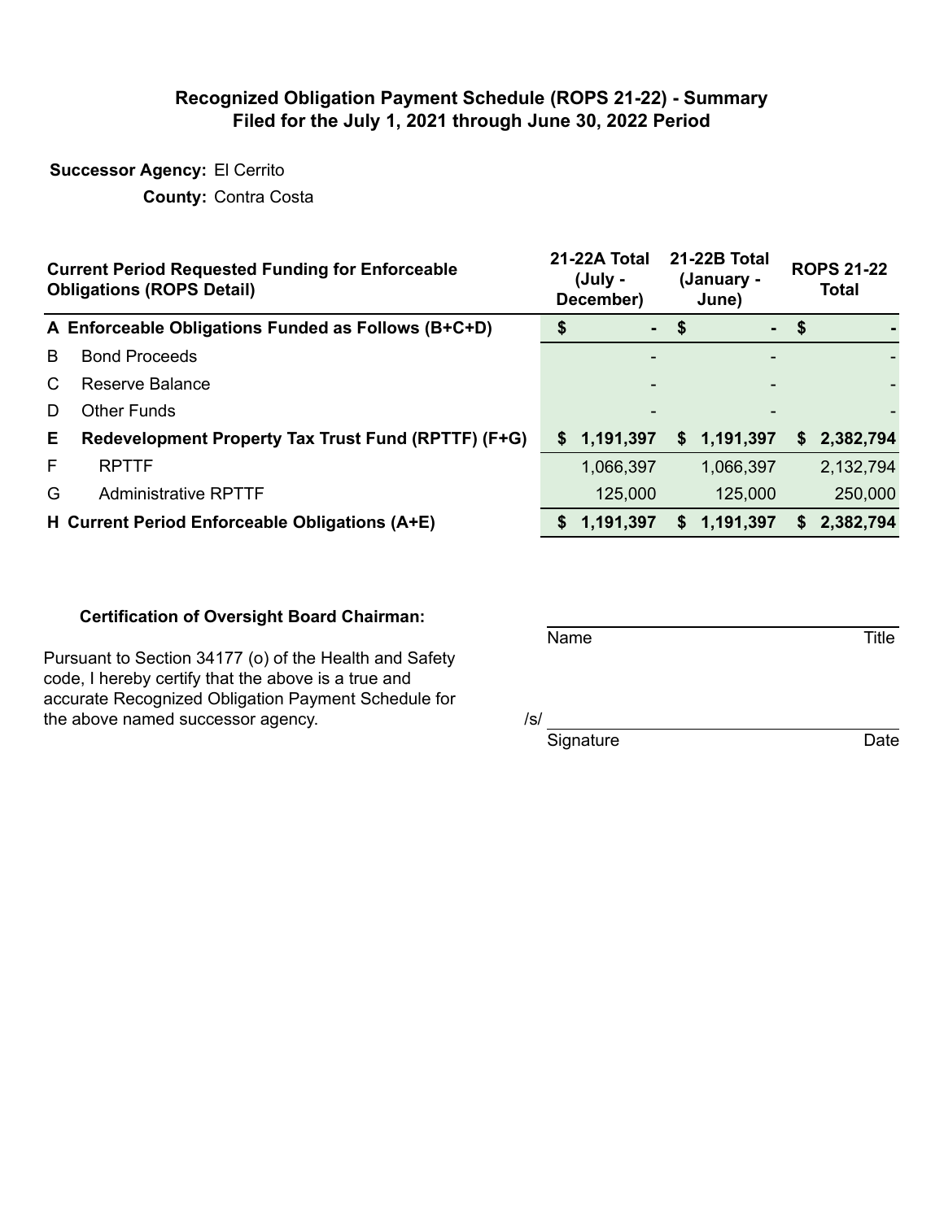# Recognized Obligation Payment Schedule (ROPS 21-22) - Summary
## Filed for the July 1, 2021 through June 30, 2022 Period

**Successor Agency:** El Cerrito

**County:** Contra Costa

| | Current Period Requested Funding for Enforceable Obligations (ROPS Detail) | 21-22A Total (July - December) | 21-22B Total (January - June) | ROPS 21-22 Total |
|---|---|---|---|---|
| **A** | **Enforceable Obligations Funded as Follows (B+C+D)** | **$ -** | **$ -** | **$ -** |
| B | Bond Proceeds | - | - | - |
| C | Reserve Balance | - | - | - |
| D | Other Funds | - | - | - |
| **E** | **Redevelopment Property Tax Trust Fund (RPTTF) (F+G)** | **$ 1,191,397** | **$ 1,191,397** | **$ 2,382,794** |
| F | RPTTF | 1,066,397 | 1,066,397 | 2,132,794 |
| G | Administrative RPTTF | 125,000 | 125,000 | 250,000 |
| **H** | **Current Period Enforceable Obligations (A+E)** | **$ 1,191,397** | **$ 1,191,397** | **$ 2,382,794** |

**Certification of Oversight Board Chairman:**

Pursuant to Section 34177 (o) of the Health and Safety code, I hereby certify that the above is a true and accurate Recognized Obligation Payment Schedule for the above named successor agency.

Name _______________ Title

/s/ _______________

Signature _______________ Date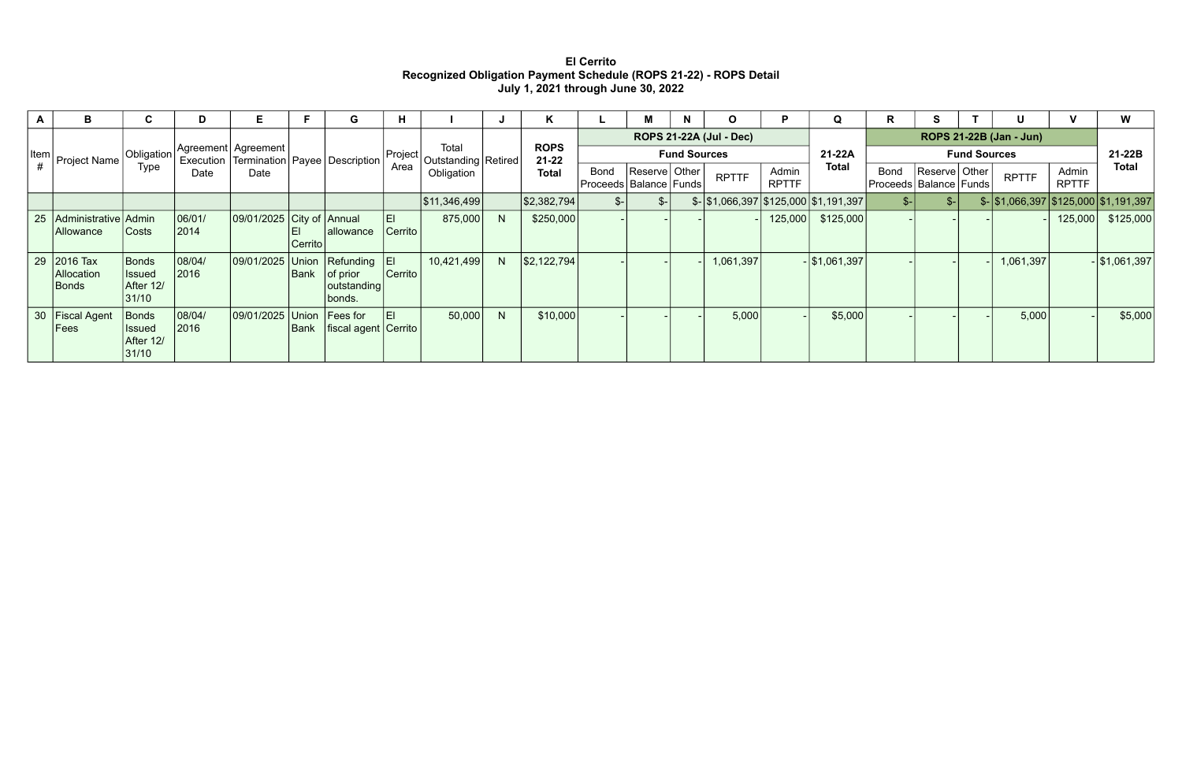**El Cerrito**
**Recognized Obligation Payment Schedule (ROPS 21-22) - ROPS Detail**
**July 1, 2021 through June 30, 2022**

| A | B | C | D | E | F | G | H | I | J | K | L | M | N | O | P | Q | R | S | T | U | V | W |
|---|---|---|---|---|---|---|---|---|---|---|---|---|---|---|---|---|---|---|---|---|---|---|
| Item # | Project Name | Obligation Type | Agreement Execution Date | Agreement Termination Date | Payee | Description | Project Area | Total Outstanding Obligation | Retired | ROPS 21-22 Total | ROPS 21-22A (Jul - Dec) | | | | | 21-22A Total | ROPS 21-22B (Jan - Jun) | | | | | 21-22B Total |
| | | | | | | | | | | | Fund Sources | | | | | | Fund Sources | | | | | |
| | | | | | | | | | | | Bond Proceeds | Reserve Balance | Other Funds | RPTTF | Admin RPTTF | | Bond Proceeds | Reserve Balance | Other Funds | RPTTF | Admin RPTTF | |
| | | | | | | | | $11,346,499 | | $2,382,794 | $- | $- | $- | $1,066,397 | $125,000 | $1,191,397 | $- | $- | $- | $1,066,397 | $125,000 | $1,191,397 |
| 25 | Administrative Allowance | Admin Costs | 06/01/2014 | 09/01/2025 | City of El Cerrito | Annual allowance | El Cerrito | 875,000 | N | $250,000 | - | - | - | - | 125,000 | $125,000 | - | - | - | - | 125,000 | $125,000 |
| 29 | 2016 Tax Allocation Bonds | Bonds Issued After 12/31/10 | 08/04/2016 | 09/01/2025 | Union Bank | Refunding of prior outstanding bonds. | El Cerrito | 10,421,499 | N | $2,122,794 | - | - | - | 1,061,397 | - | $1,061,397 | - | - | - | 1,061,397 | - | $1,061,397 |
| 30 | Fiscal Agent Fees | Bonds Issued After 12/31/10 | 08/04/2016 | 09/01/2025 | Union Bank | Fees for fiscal agent | El Cerrito | 50,000 | N | $10,000 | - | - | - | 5,000 | - | $5,000 | - | - | - | 5,000 | - | $5,000 |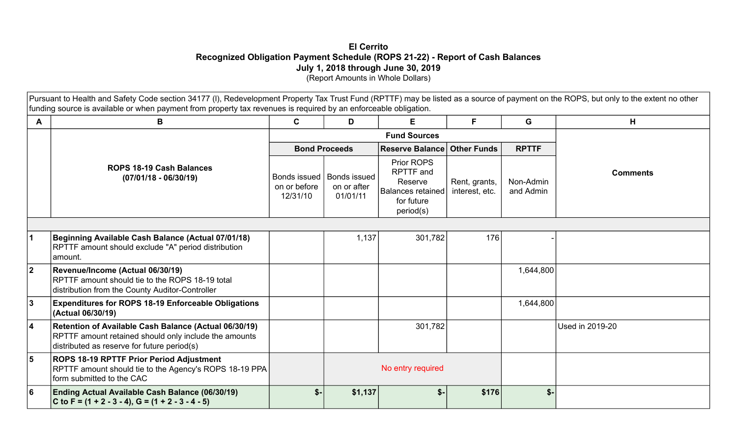# El Cerrito
## Recognized Obligation Payment Schedule (ROPS 21-22) - Report of Cash Balances
## July 1, 2018 through June 30, 2019
(Report Amounts in Whole Dollars)

Pursuant to Health and Safety Code section 34177 (l), Redevelopment Property Tax Trust Fund (RPTTF) may be listed as a source of payment on the ROPS, but only to the extent no other funding source is available or when payment from property tax revenues is required by an enforceable obligation.

| A | B | C | D | E | F | G | H |
|---|---|---|---|---|---|---|---|
| | | **Fund Sources** | | | | | |
| | | **Bond Proceeds** | | **Reserve Balance** | **Other Funds** | **RPTTF** | |
| | **ROPS 18-19 Cash Balances (07/01/18 - 06/30/19)** | Bonds issued on or before 12/31/10 | Bonds issued on or after 01/01/11 | Prior ROPS RPTTF and Reserve Balances retained for future period(s) | Rent, grants, interest, etc. | Non-Admin and Admin | **Comments** |
| 1 | **Beginning Available Cash Balance (Actual 07/01/18)** RPTTF amount should exclude "A" period distribution amount. | | 1,137 | 301,782 | 176 | - | |
| 2 | **Revenue/Income (Actual 06/30/19)** RPTTF amount should tie to the ROPS 18-19 total distribution from the County Auditor-Controller | | | | | 1,644,800 | |
| 3 | **Expenditures for ROPS 18-19 Enforceable Obligations (Actual 06/30/19)** | | | | | 1,644,800 | |
| 4 | **Retention of Available Cash Balance (Actual 06/30/19)** RPTTF amount retained should only include the amounts distributed as reserve for future period(s) | | | 301,782 | | | Used in 2019-20 |
| 5 | **ROPS 18-19 RPTTF Prior Period Adjustment** RPTTF amount should tie to the Agency's ROPS 18-19 PPA form submitted to the CAC | | No entry required | | | | |
| 6 | **Ending Actual Available Cash Balance (06/30/19)** **C to F = (1 + 2 - 3 - 4), G = (1 + 2 - 3 - 4 - 5)** | **$-** | **$1,137** | **$-** | **$176** | **$-** | |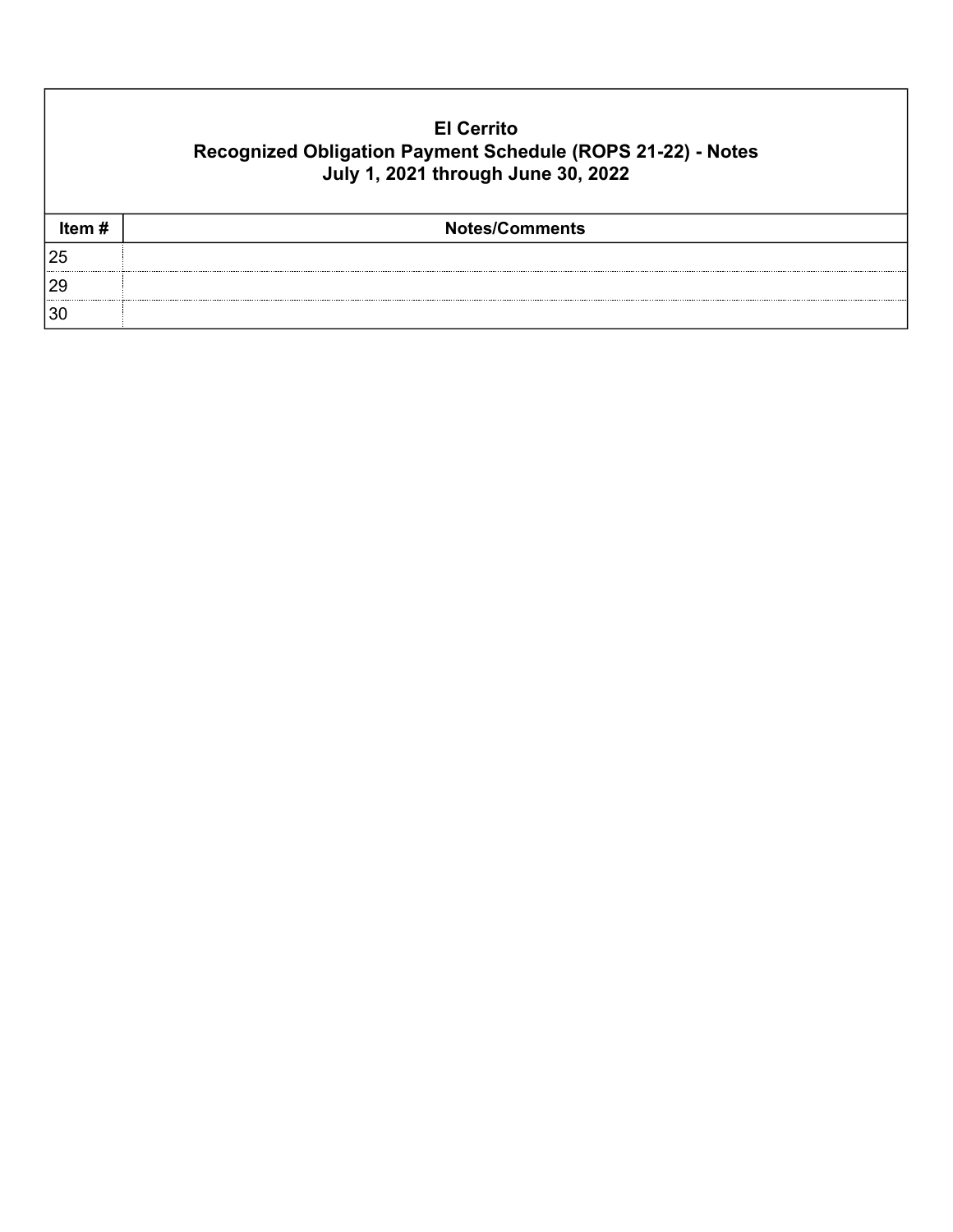# El Cerrito
## Recognized Obligation Payment Schedule (ROPS 21-22) - Notes
## July 1, 2021 through June 30, 2022

| Item # | Notes/Comments |
|---|---|
| 25 | |
| 29 | |
| 30 | |